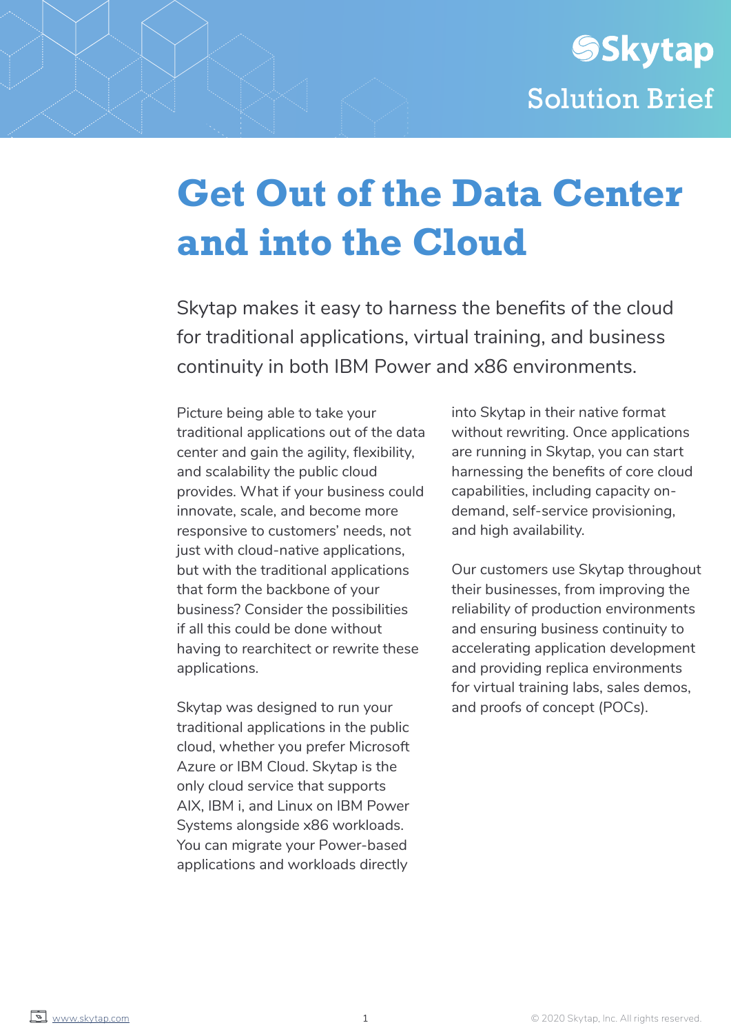Skytap

Solution Brief

# Get Out of the Data Center and into the Cloud

Skytap makes it easy to harness the benefits of the cloud for traditional applications, virtual training, and business continuity in both IBM Power and x86 environments.

Picture being able to take your traditional applications out of the data center and gain the agility, flexibility, and scalability the public cloud provides. What if your business could innovate, scale, and become more responsive to customers' needs, not just with cloud-native applications, but with the traditional applications that form the backbone of your business? Consider the possibilities if all this could be done without having to rearchitect or rewrite these applications.

Skytap was designed to run your traditional applications in the public cloud, whether you prefer Microsoft Azure or IBM Cloud. Skytap is the only cloud service that supports AIX, IBM i, and Linux on IBM Power Systems alongside x86 workloads. You can migrate your Power-based applications and workloads directly into Skytap in their native format without rewriting. Once applications are running in Skytap, you can start harnessing the benefits of core cloud capabilities, including capacity on-demand, self-service provisioning, and high availability.

Our customers use Skytap throughout their businesses, from improving the reliability of production environments and ensuring business continuity to accelerating application development and providing replica environments for virtual training labs, sales demos, and proofs of concept (POCs).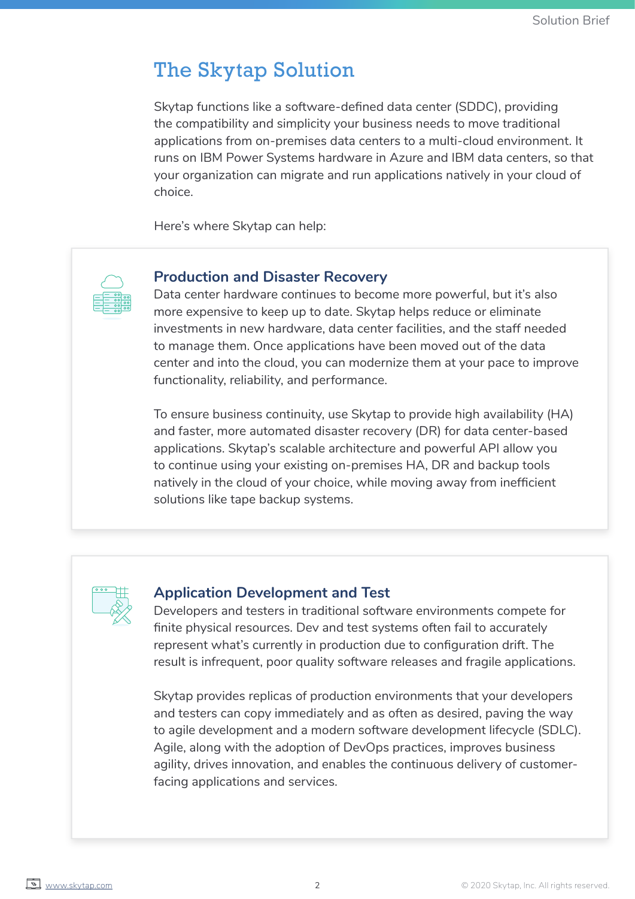# The Skytap Solution

Skytap functions like a software-defined data center (SDDC), providing the compatibility and simplicity your business needs to move traditional applications from on-premises data centers to a multi-cloud environment. It runs on IBM Power Systems hardware in Azure and IBM data centers, so that your organization can migrate and run applications natively in your cloud of choice.

Here's where Skytap can help:

## Production and Disaster Recovery

Data center hardware continues to become more powerful, but it's also more expensive to keep up to date. Skytap helps reduce or eliminate investments in new hardware, data center facilities, and the staff needed to manage them. Once applications have been moved out of the data center and into the cloud, you can modernize them at your pace to improve functionality, reliability, and performance.

To ensure business continuity, use Skytap to provide high availability (HA) and faster, more automated disaster recovery (DR) for data center-based applications. Skytap's scalable architecture and powerful API allow you to continue using your existing on-premises HA, DR and backup tools natively in the cloud of your choice, while moving away from inefficient solutions like tape backup systems.

## Application Development and Test

Developers and testers in traditional software environments compete for finite physical resources. Dev and test systems often fail to accurately represent what's currently in production due to configuration drift. The result is infrequent, poor quality software releases and fragile applications.

Skytap provides replicas of production environments that your developers and testers can copy immediately and as often as desired, paving the way to agile development and a modern software development lifecycle (SDLC). Agile, along with the adoption of DevOps practices, improves business agility, drives innovation, and enables the continuous delivery of customer-facing applications and services.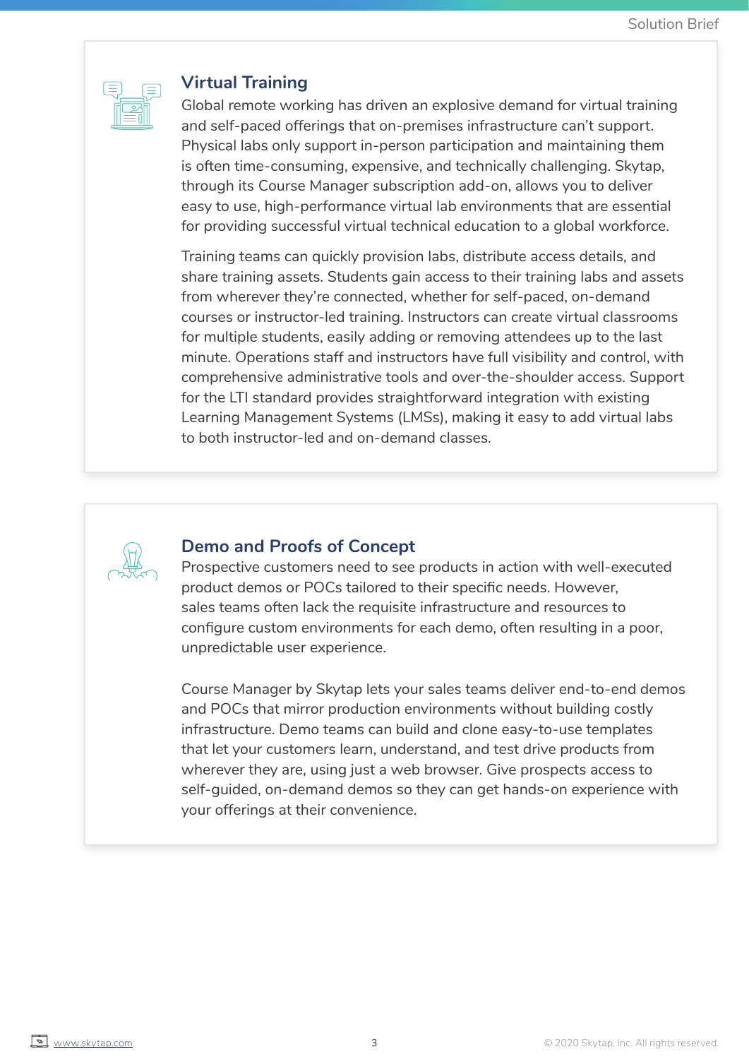## Virtual Training

Global remote working has driven an explosive demand for virtual training and self-paced offerings that on-premises infrastructure can't support. Physical labs only support in-person participation and maintaining them is often time-consuming, expensive, and technically challenging. Skytap, through its Course Manager subscription add-on, allows you to deliver easy to use, high-performance virtual lab environments that are essential for providing successful virtual technical education to a global workforce.

Training teams can quickly provision labs, distribute access details, and share training assets. Students gain access to their training labs and assets from wherever they're connected, whether for self-paced, on-demand courses or instructor-led training. Instructors can create virtual classrooms for multiple students, easily adding or removing attendees up to the last minute. Operations staff and instructors have full visibility and control, with comprehensive administrative tools and over-the-shoulder access. Support for the LTI standard provides straightforward integration with existing Learning Management Systems (LMSs), making it easy to add virtual labs to both instructor-led and on-demand classes.

## Demo and Proofs of Concept

Prospective customers need to see products in action with well-executed product demos or POCs tailored to their specific needs. However, sales teams often lack the requisite infrastructure and resources to configure custom environments for each demo, often resulting in a poor, unpredictable user experience.

Course Manager by Skytap lets your sales teams deliver end-to-end demos and POCs that mirror production environments without building costly infrastructure. Demo teams can build and clone easy-to-use templates that let your customers learn, understand, and test drive products from wherever they are, using just a web browser. Give prospects access to self-guided, on-demand demos so they can get hands-on experience with your offerings at their convenience.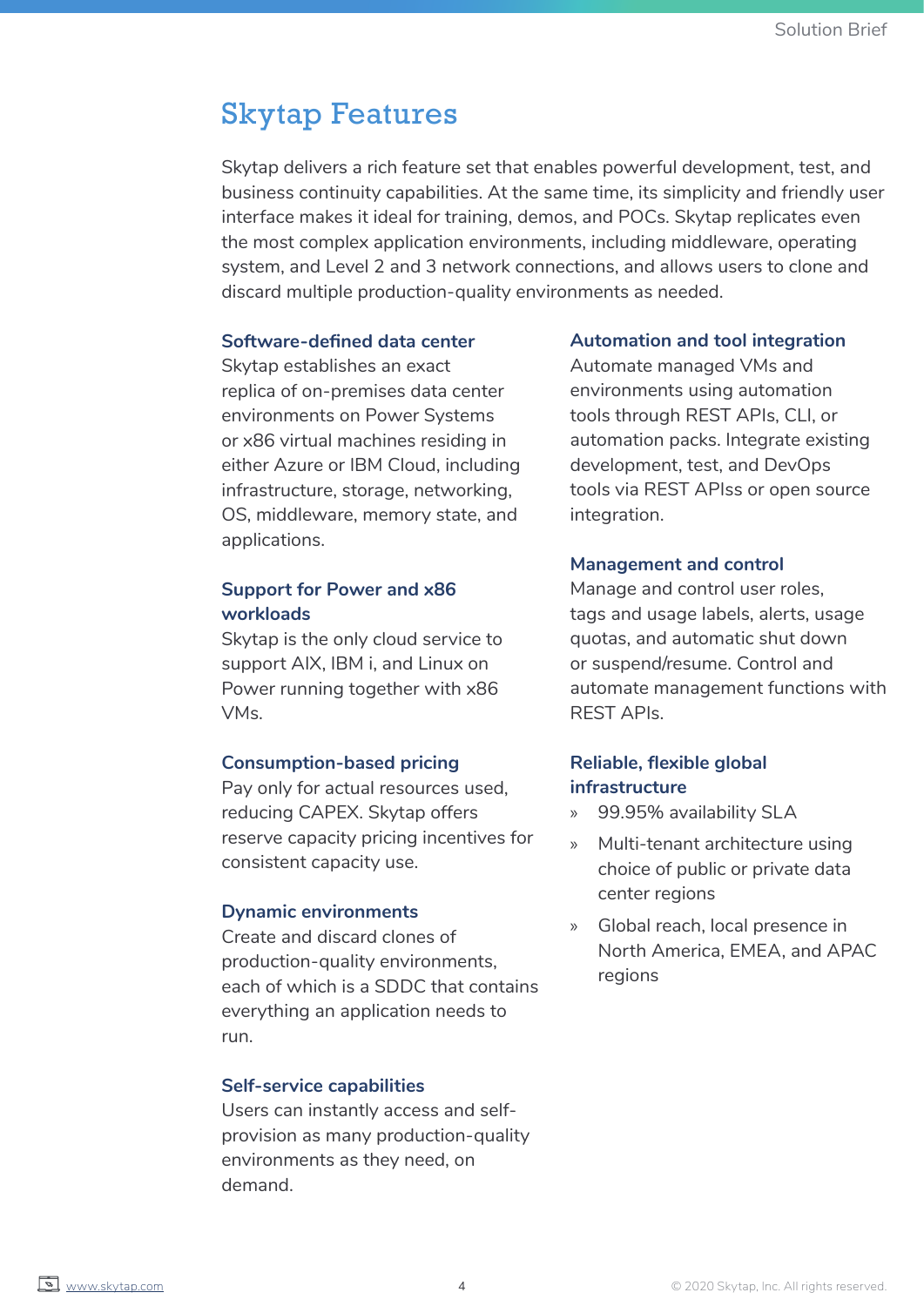# Skytap Features

Skytap delivers a rich feature set that enables powerful development, test, and business continuity capabilities. At the same time, its simplicity and friendly user interface makes it ideal for training, demos, and POCs. Skytap replicates even the most complex application environments, including middleware, operating system, and Level 2 and 3 network connections, and allows users to clone and discard multiple production-quality environments as needed.

### Software-defined data center

Skytap establishes an exact replica of on-premises data center environments on Power Systems or x86 virtual machines residing in either Azure or IBM Cloud, including infrastructure, storage, networking, OS, middleware, memory state, and applications.

### Support for Power and x86 workloads

Skytap is the only cloud service to support AIX, IBM i, and Linux on Power running together with x86 VMs.

### Consumption-based pricing

Pay only for actual resources used, reducing CAPEX. Skytap offers reserve capacity pricing incentives for consistent capacity use.

### Dynamic environments

Create and discard clones of production-quality environments, each of which is a SDDC that contains everything an application needs to run.

### Self-service capabilities

Users can instantly access and self-provision as many production-quality environments as they need, on demand.

### Automation and tool integration

Automate managed VMs and environments using automation tools through REST APIs, CLI, or automation packs. Integrate existing development, test, and DevOps tools via REST APIss or open source integration.

### Management and control

Manage and control user roles, tags and usage labels, alerts, usage quotas, and automatic shut down or suspend/resume. Control and automate management functions with REST APIs.

### Reliable, flexible global infrastructure

- 99.95% availability SLA
- Multi-tenant architecture using choice of public or private data center regions
- Global reach, local presence in North America, EMEA, and APAC regions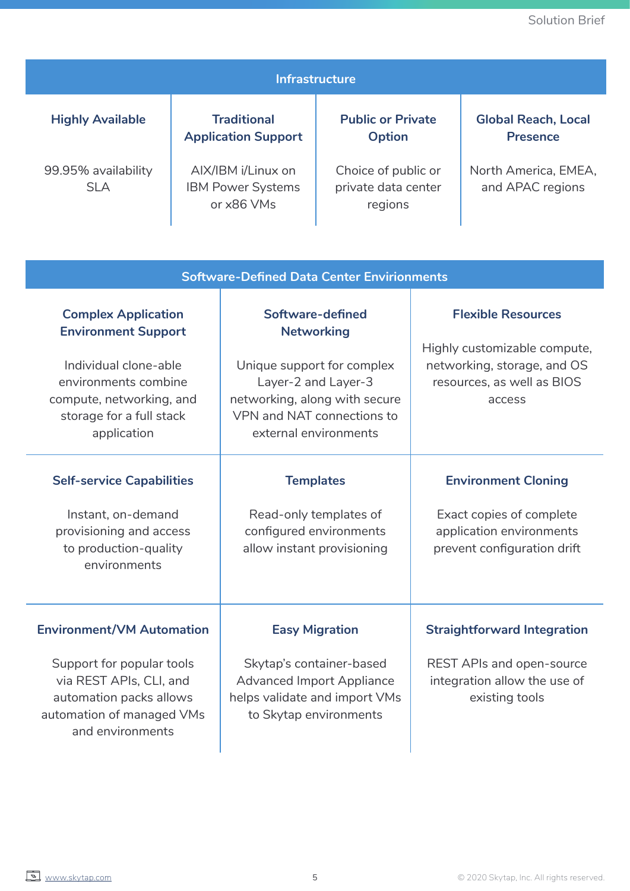## Infrastructure

| Highly Available | Traditional Application Support | Public or Private Option | Global Reach, Local Presence |
|---|---|---|---|
| 99.95% availability SLA | AIX/IBM i/Linux on IBM Power Systems or x86 VMs | Choice of public or private data center regions | North America, EMEA, and APAC regions |

## Software-Defined Data Center Envirionments

| | | |
|---|---|---|
| **Complex Application Environment Support**<br><br>Individual clone-able environments combine compute, networking, and storage for a full stack application | **Software-defined Networking**<br><br>Unique support for complex Layer-2 and Layer-3 networking, along with secure VPN and NAT connections to external environments | **Flexible Resources**<br><br>Highly customizable compute, networking, storage, and OS resources, as well as BIOS access |
| **Self-service Capabilities**<br><br>Instant, on-demand provisioning and access to production-quality environments | **Templates**<br><br>Read-only templates of configured environments allow instant provisioning | **Environment Cloning**<br><br>Exact copies of complete application environments prevent configuration drift |
| **Environment/VM Automation**<br><br>Support for popular tools via REST APIs, CLI, and automation packs allows automation of managed VMs and environments | **Easy Migration**<br><br>Skytap's container-based Advanced Import Appliance helps validate and import VMs to Skytap environments | **Straightforward Integration**<br><br>REST APIs and open-source integration allow the use of existing tools |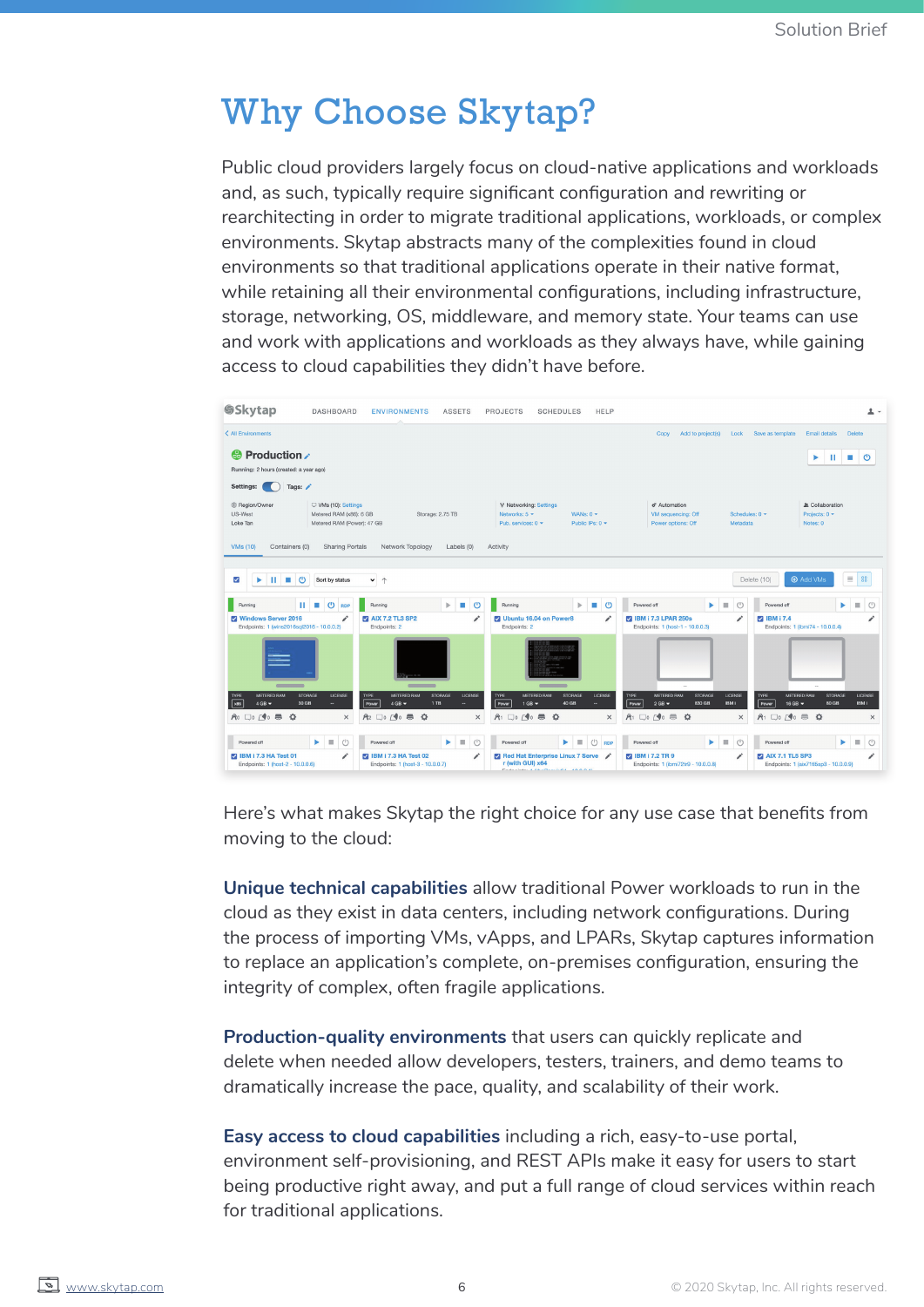# Why Choose Skytap?

Public cloud providers largely focus on cloud-native applications and workloads and, as such, typically require significant configuration and rewriting or rearchitecting in order to migrate traditional applications, workloads, or complex environments. Skytap abstracts many of the complexities found in cloud environments so that traditional applications operate in their native format, while retaining all their environmental configurations, including infrastructure, storage, networking, OS, middleware, and memory state. Your teams can use and work with applications and workloads as they always have, while gaining access to cloud capabilities they didn't have before.

Here's what makes Skytap the right choice for any use case that benefits from moving to the cloud:

**Unique technical capabilities** allow traditional Power workloads to run in the cloud as they exist in data centers, including network configurations. During the process of importing VMs, vApps, and LPARs, Skytap captures information to replace an application's complete, on-premises configuration, ensuring the integrity of complex, often fragile applications.

**Production-quality environments** that users can quickly replicate and delete when needed allow developers, testers, trainers, and demo teams to dramatically increase the pace, quality, and scalability of their work.

**Easy access to cloud capabilities** including a rich, easy-to-use portal, environment self-provisioning, and REST APIs make it easy for users to start being productive right away, and put a full range of cloud services within reach for traditional applications.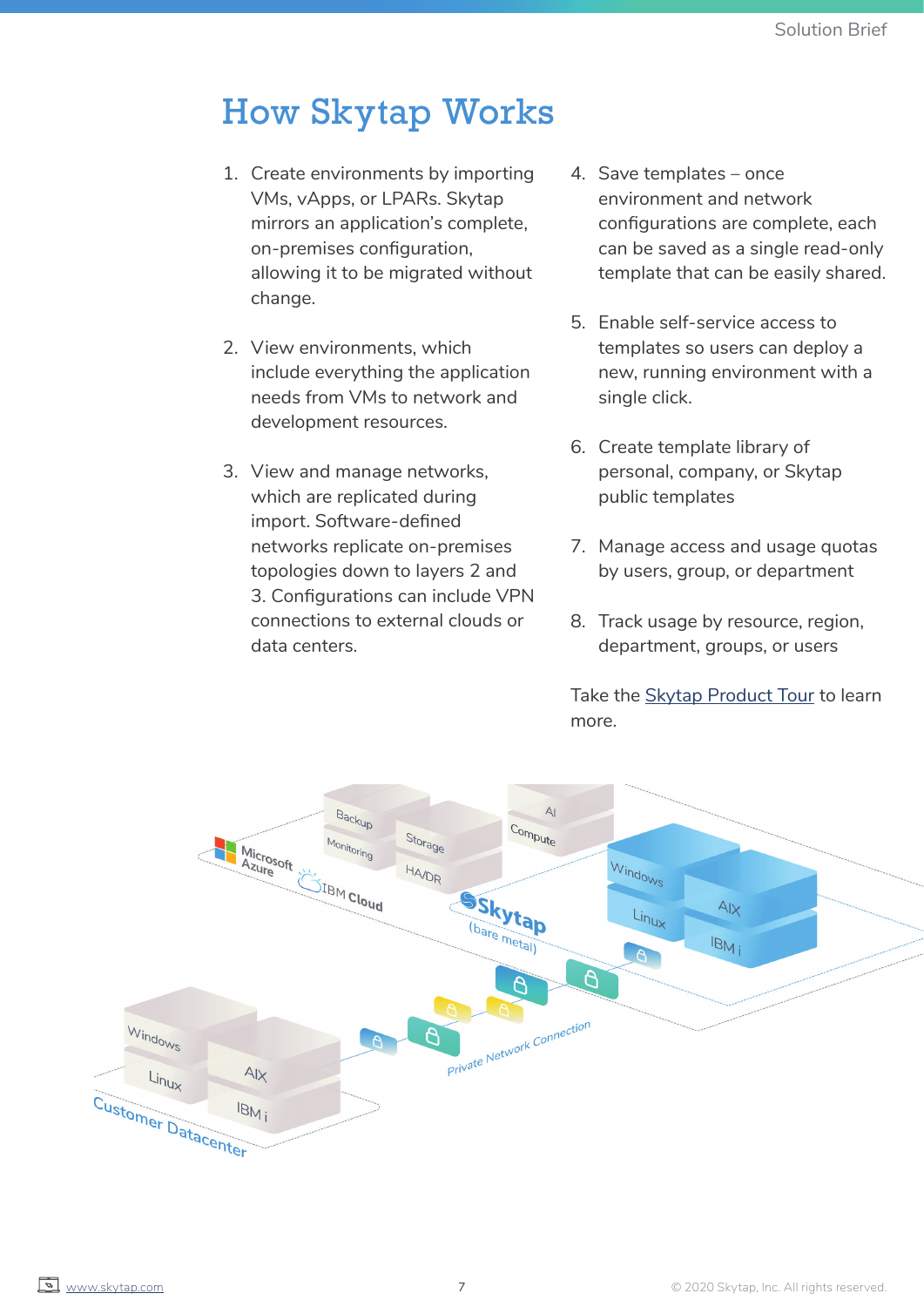# How Skytap Works

1. Create environments by importing VMs, vApps, or LPARs. Skytap mirrors an application's complete, on-premises configuration, allowing it to be migrated without change.

2. View environments, which include everything the application needs from VMs to network and development resources.

3. View and manage networks, which are replicated during import. Software-defined networks replicate on-premises topologies down to layers 2 and 3. Configurations can include VPN connections to external clouds or data centers.

4. Save templates – once environment and network configurations are complete, each can be saved as a single read-only template that can be easily shared.

5. Enable self-service access to templates so users can deploy a new, running environment with a single click.

6. Create template library of personal, company, or Skytap public templates

7. Manage access and usage quotas by users, group, or department

8. Track usage by resource, region, department, groups, or users

Take the [Skytap Product Tour]() to learn more.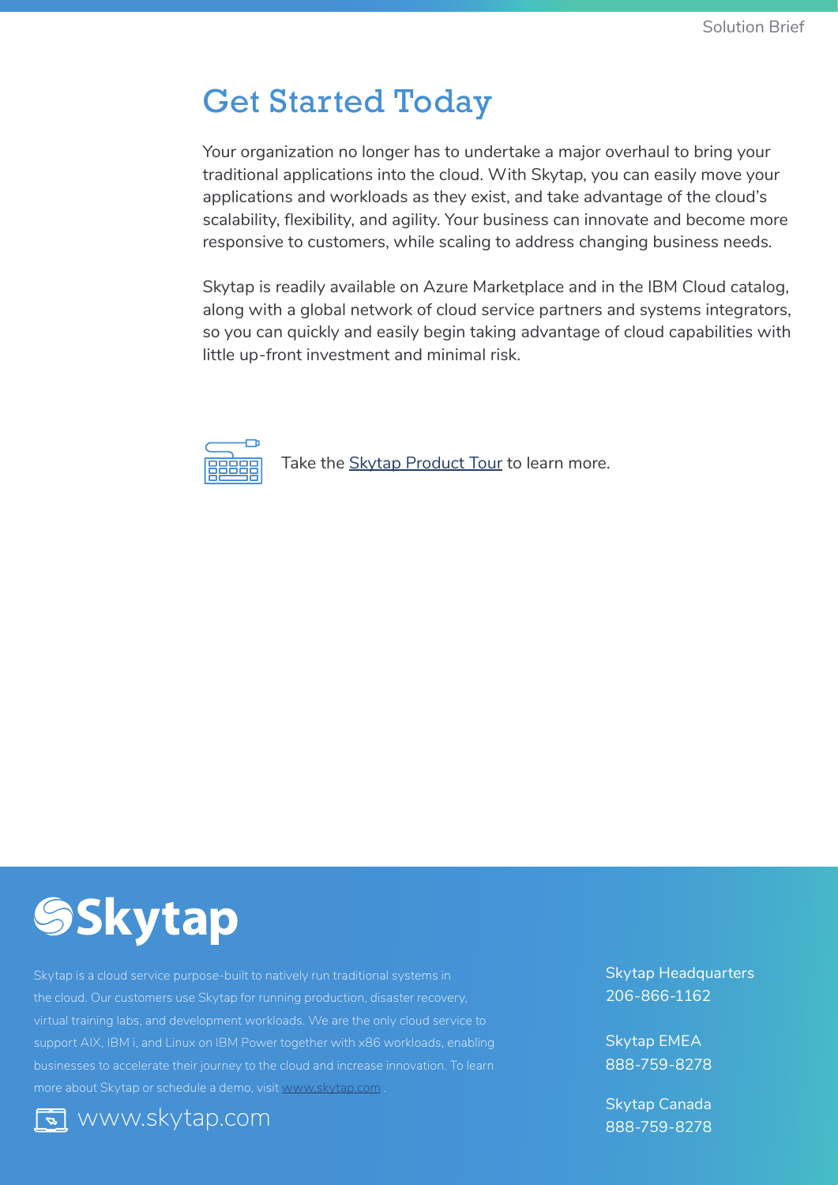## Get Started Today

Your organization no longer has to undertake a major overhaul to bring your traditional applications into the cloud. With Skytap, you can easily move your applications and workloads as they exist, and take advantage of the cloud's scalability, flexibility, and agility. Your business can innovate and become more responsive to customers, while scaling to address changing business needs.

Skytap is readily available on Azure Marketplace and in the IBM Cloud catalog, along with a global network of cloud service partners and systems integrators, so you can quickly and easily begin taking advantage of cloud capabilities with little up-front investment and minimal risk.

Take the Skytap Product Tour to learn more.

# Skytap

Skytap is a cloud service purpose-built to natively run traditional systems in the cloud. Our customers use Skytap for running production, disaster recovery, virtual training labs, and development workloads. We are the only cloud service to support AIX, IBM i, and Linux on IBM Power together with x86 workloads, enabling businesses to accelerate their journey to the cloud and increase innovation. To learn more about Skytap or schedule a demo, visit www.skytap.com.

www.skytap.com

Skytap Headquarters
206-866-1162

Skytap EMEA
888-759-8278

Skytap Canada
888-759-8278